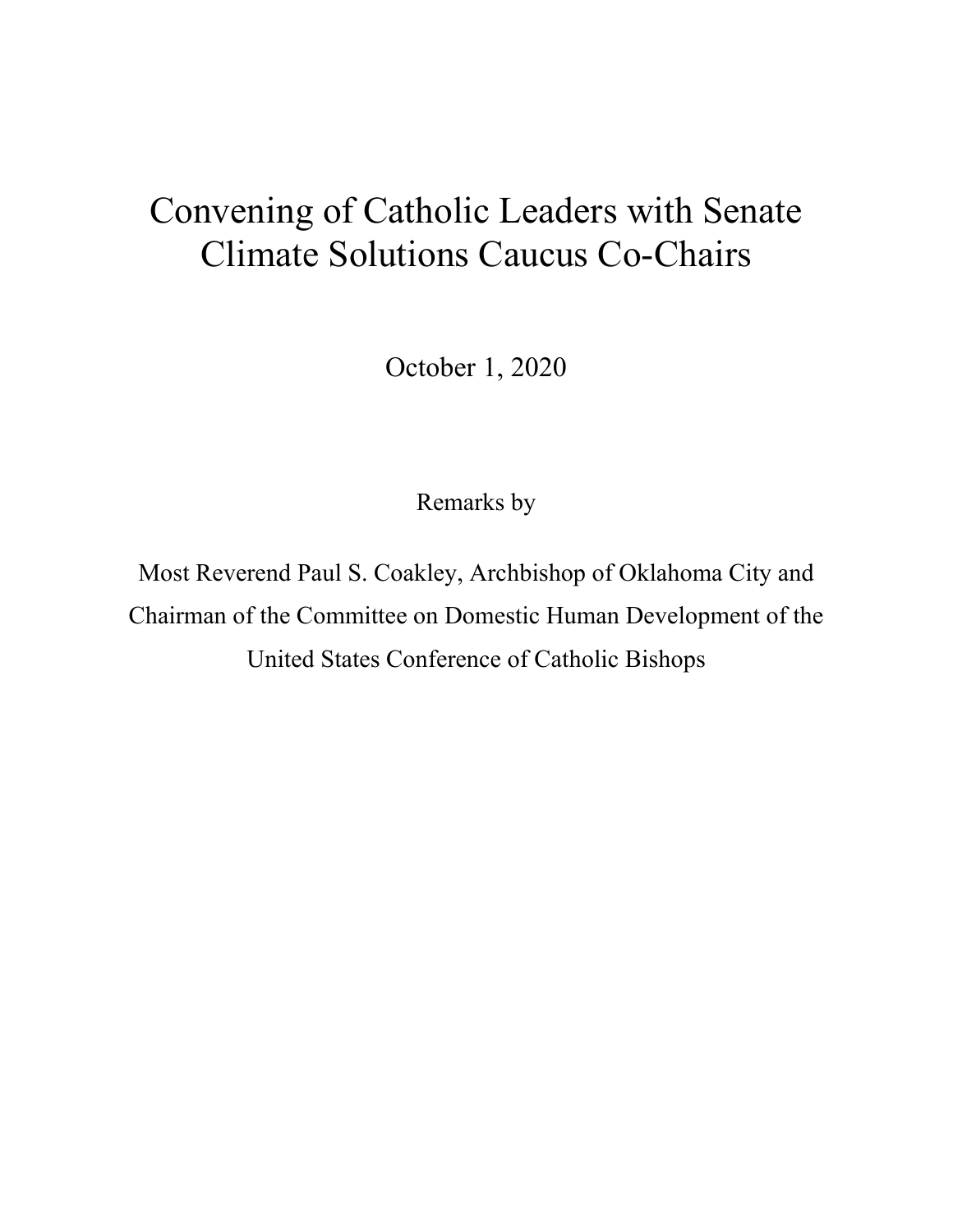# Convening of Catholic Leaders with Senate Climate Solutions Caucus Co-Chairs

October 1, 2020

Remarks by

Most Reverend Paul S. Coakley, Archbishop of Oklahoma City and Chairman of the Committee on Domestic Human Development of the United States Conference of Catholic Bishops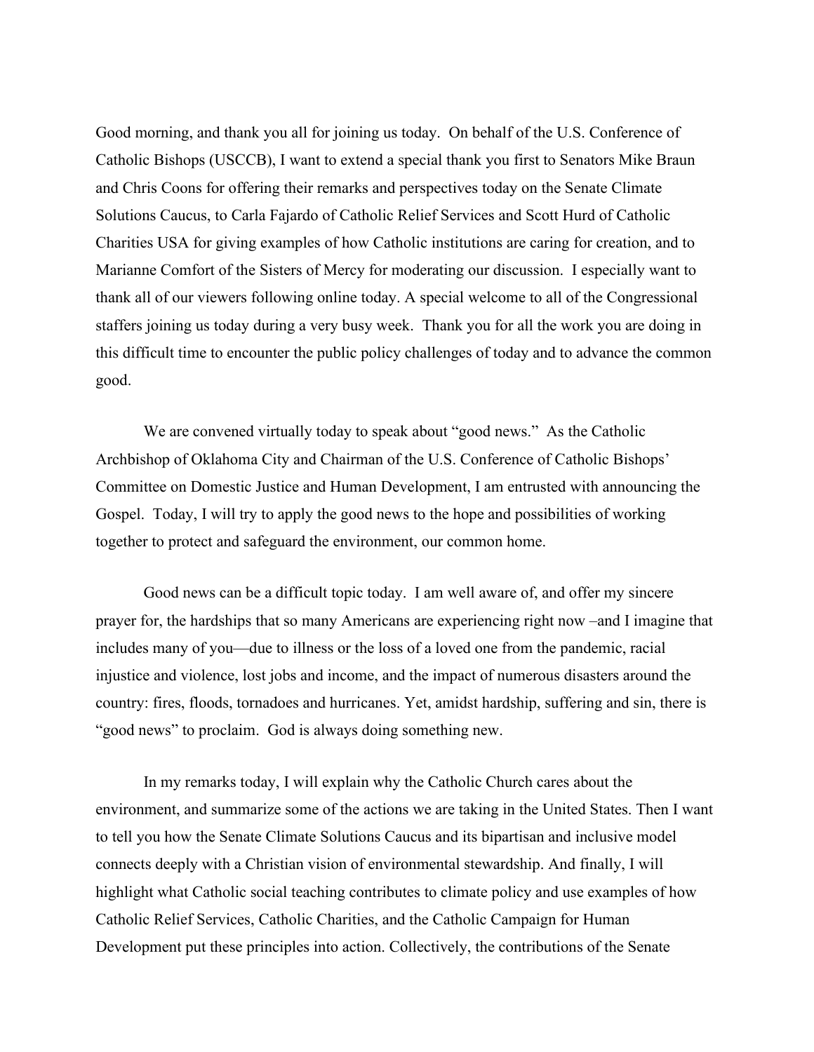Good morning, and thank you all for joining us today. On behalf of the U.S. Conference of Catholic Bishops (USCCB), I want to extend a special thank you first to Senators Mike Braun and Chris Coons for offering their remarks and perspectives today on the Senate Climate Solutions Caucus, to Carla Fajardo of Catholic Relief Services and Scott Hurd of Catholic Charities USA for giving examples of how Catholic institutions are caring for creation, and to Marianne Comfort of the Sisters of Mercy for moderating our discussion. I especially want to thank all of our viewers following online today. A special welcome to all of the Congressional staffers joining us today during a very busy week. Thank you for all the work you are doing in this difficult time to encounter the public policy challenges of today and to advance the common good.

We are convened virtually today to speak about "good news." As the Catholic Archbishop of Oklahoma City and Chairman of the U.S. Conference of Catholic Bishops' Committee on Domestic Justice and Human Development, I am entrusted with announcing the Gospel. Today, I will try to apply the good news to the hope and possibilities of working together to protect and safeguard the environment, our common home.

Good news can be a difficult topic today. I am well aware of, and offer my sincere prayer for, the hardships that so many Americans are experiencing right now –and I imagine that includes many of you—due to illness or the loss of a loved one from the pandemic, racial injustice and violence, lost jobs and income, and the impact of numerous disasters around the country: fires, floods, tornadoes and hurricanes. Yet, amidst hardship, suffering and sin, there is "good news" to proclaim. God is always doing something new.

In my remarks today, I will explain why the Catholic Church cares about the environment, and summarize some of the actions we are taking in the United States. Then I want to tell you how the Senate Climate Solutions Caucus and its bipartisan and inclusive model connects deeply with a Christian vision of environmental stewardship. And finally, I will highlight what Catholic social teaching contributes to climate policy and use examples of how Catholic Relief Services, Catholic Charities, and the Catholic Campaign for Human Development put these principles into action. Collectively, the contributions of the Senate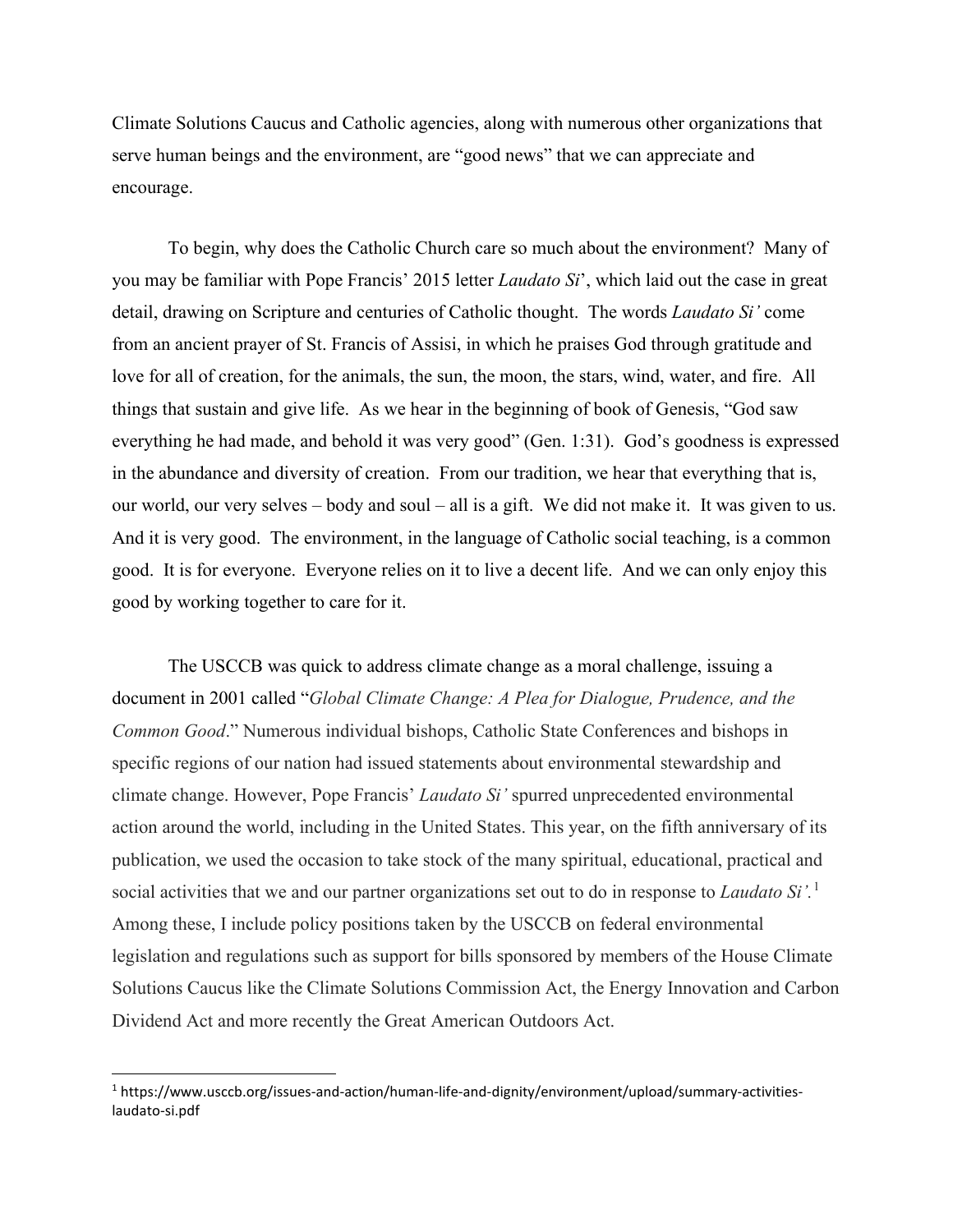Climate Solutions Caucus and Catholic agencies, along with numerous other organizations that serve human beings and the environment, are "good news" that we can appreciate and encourage.

To begin, why does the Catholic Church care so much about the environment? Many of you may be familiar with Pope Francis' 2015 letter *Laudato Si*', which laid out the case in great detail, drawing on Scripture and centuries of Catholic thought. The words *Laudato Si'* come from an ancient prayer of St. Francis of Assisi, in which he praises God through gratitude and love for all of creation, for the animals, the sun, the moon, the stars, wind, water, and fire. All things that sustain and give life. As we hear in the beginning of book of Genesis, "God saw everything he had made, and behold it was very good" (Gen. 1:31). God's goodness is expressed in the abundance and diversity of creation. From our tradition, we hear that everything that is, our world, our very selves – body and soul – all is a gift. We did not make it. It was given to us. And it is very good. The environment, in the language of Catholic social teaching, is a common good. It is for everyone. Everyone relies on it to live a decent life. And we can only enjoy this good by working together to care for it.

The USCCB was quick to address climate change as a moral challenge, issuing a document in 2001 called "*Global Climate Change: A Plea for Dialogue, Prudence, and the Common Good*." Numerous individual bishops, Catholic State Conferences and bishops in specific regions of our nation had issued statements about environmental stewardship and climate change. However, Pope Francis' *Laudato Si'* spurred unprecedented environmental action around the world, including in the United States. This year, on the fifth anniversary of its publication, we used the occasion to take stock of the many spiritual, educational, practical and social activities that we and our partner organizations set out to do in response to *Laudato Si'*.[1] Among these, I include policy positions taken by the USCCB on federal environmental legislation and regulations such as support for bills sponsored by members of the House Climate Solutions Caucus like the Climate Solutions Commission Act, the Energy Innovation and Carbon Dividend Act and more recently the Great American Outdoors Act.

---

[1] https://www.usccb.org/issues-and-action/human-life-and-dignity/environment/upload/summary-activities-laudato-si.pdf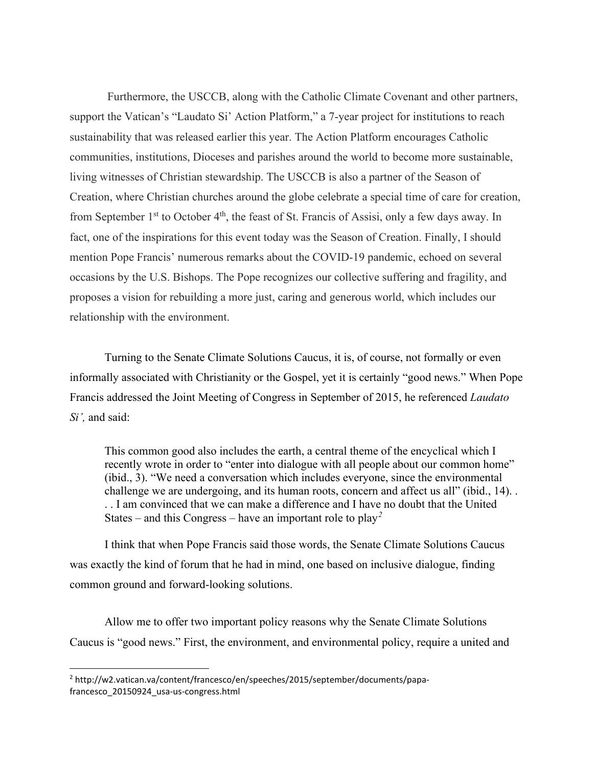Furthermore, the USCCB, along with the Catholic Climate Covenant and other partners, support the Vatican's "Laudato Si' Action Platform," a 7-year project for institutions to reach sustainability that was released earlier this year. The Action Platform encourages Catholic communities, institutions, Dioceses and parishes around the world to become more sustainable, living witnesses of Christian stewardship. The USCCB is also a partner of the Season of Creation, where Christian churches around the globe celebrate a special time of care for creation, from September 1st to October 4th, the feast of St. Francis of Assisi, only a few days away. In fact, one of the inspirations for this event today was the Season of Creation. Finally, I should mention Pope Francis' numerous remarks about the COVID-19 pandemic, echoed on several occasions by the U.S. Bishops. The Pope recognizes our collective suffering and fragility, and proposes a vision for rebuilding a more just, caring and generous world, which includes our relationship with the environment.

Turning to the Senate Climate Solutions Caucus, it is, of course, not formally or even informally associated with Christianity or the Gospel, yet it is certainly "good news." When Pope Francis addressed the Joint Meeting of Congress in September of 2015, he referenced *Laudato Si',* and said:

> This common good also includes the earth, a central theme of the encyclical which I recently wrote in order to "enter into dialogue with all people about our common home" (ibid., 3). "We need a conversation which includes everyone, since the environmental challenge we are undergoing, and its human roots, concern and affect us all" (ibid., 14). . . . I am convinced that we can make a difference and I have no doubt that the United States – and this Congress – have an important role to play[2]

I think that when Pope Francis said those words, the Senate Climate Solutions Caucus was exactly the kind of forum that he had in mind, one based on inclusive dialogue, finding common ground and forward-looking solutions.

Allow me to offer two important policy reasons why the Senate Climate Solutions Caucus is "good news." First, the environment, and environmental policy, require a united and

---

[2] http://w2.vatican.va/content/francesco/en/speeches/2015/september/documents/papa-francesco_20150924_usa-us-congress.html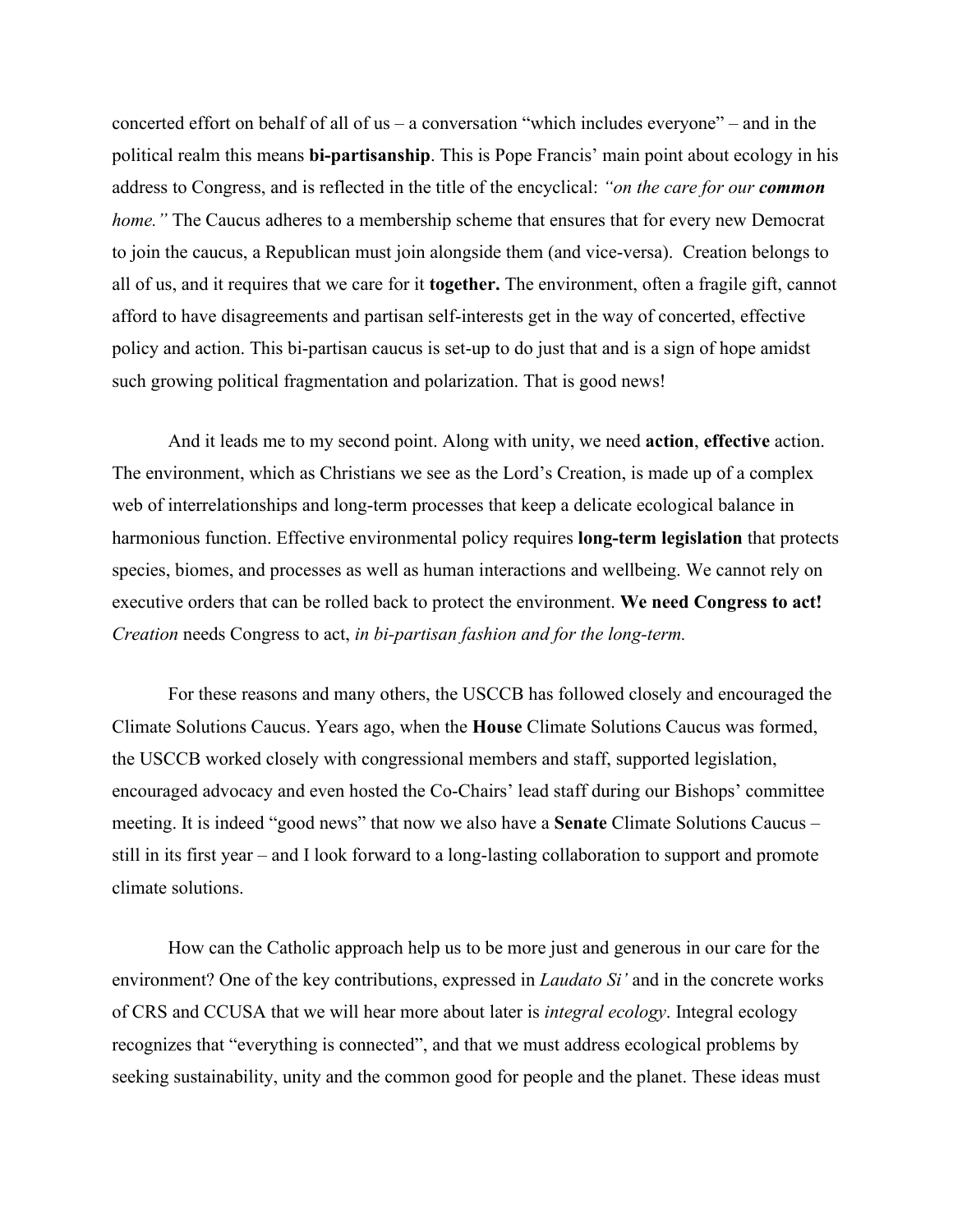concerted effort on behalf of all of us – a conversation "which includes everyone" – and in the political realm this means **bi-partisanship**. This is Pope Francis' main point about ecology in his address to Congress, and is reflected in the title of the encyclical: *"on the care for our **common** home."* The Caucus adheres to a membership scheme that ensures that for every new Democrat to join the caucus, a Republican must join alongside them (and vice-versa). Creation belongs to all of us, and it requires that we care for it **together.** The environment, often a fragile gift, cannot afford to have disagreements and partisan self-interests get in the way of concerted, effective policy and action. This bi-partisan caucus is set-up to do just that and is a sign of hope amidst such growing political fragmentation and polarization. That is good news!

And it leads me to my second point. Along with unity, we need **action**, **effective** action. The environment, which as Christians we see as the Lord's Creation, is made up of a complex web of interrelationships and long-term processes that keep a delicate ecological balance in harmonious function. Effective environmental policy requires **long-term legislation** that protects species, biomes, and processes as well as human interactions and wellbeing. We cannot rely on executive orders that can be rolled back to protect the environment. **We need Congress to act!** *Creation* needs Congress to act, *in bi-partisan fashion and for the long-term.*

For these reasons and many others, the USCCB has followed closely and encouraged the Climate Solutions Caucus. Years ago, when the **House** Climate Solutions Caucus was formed, the USCCB worked closely with congressional members and staff, supported legislation, encouraged advocacy and even hosted the Co-Chairs' lead staff during our Bishops' committee meeting. It is indeed "good news" that now we also have a **Senate** Climate Solutions Caucus – still in its first year – and I look forward to a long-lasting collaboration to support and promote climate solutions.

How can the Catholic approach help us to be more just and generous in our care for the environment? One of the key contributions, expressed in *Laudato Si'* and in the concrete works of CRS and CCUSA that we will hear more about later is *integral ecology*. Integral ecology recognizes that "everything is connected", and that we must address ecological problems by seeking sustainability, unity and the common good for people and the planet. These ideas must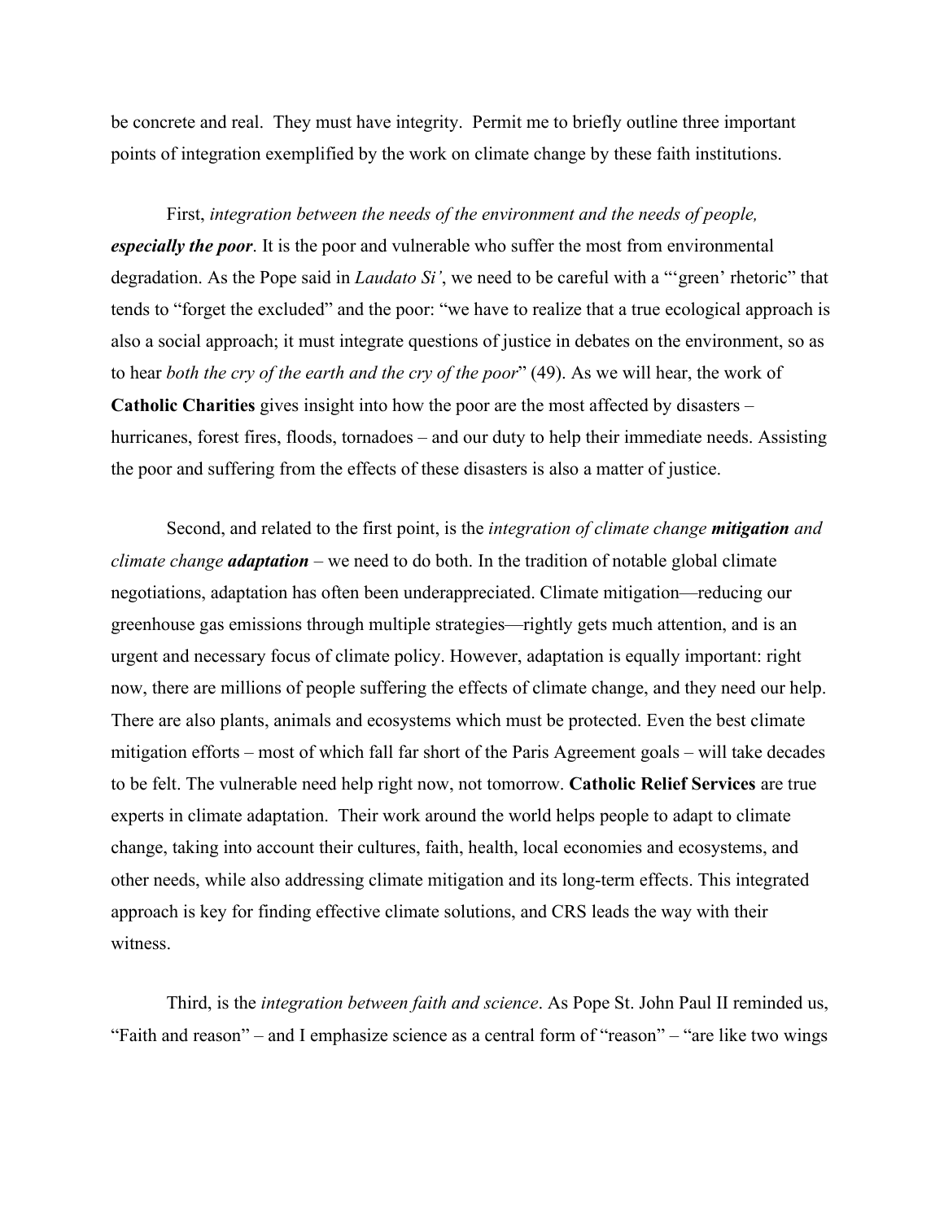be concrete and real. They must have integrity. Permit me to briefly outline three important points of integration exemplified by the work on climate change by these faith institutions.

First, *integration between the needs of the environment and the needs of people,* ***especially the poor***. It is the poor and vulnerable who suffer the most from environmental degradation. As the Pope said in *Laudato Si'*, we need to be careful with a "'green' rhetoric" that tends to "forget the excluded" and the poor: "we have to realize that a true ecological approach is also a social approach; it must integrate questions of justice in debates on the environment, so as to hear *both the cry of the earth and the cry of the poor*" (49). As we will hear, the work of **Catholic Charities** gives insight into how the poor are the most affected by disasters – hurricanes, forest fires, floods, tornadoes – and our duty to help their immediate needs. Assisting the poor and suffering from the effects of these disasters is also a matter of justice.

Second, and related to the first point, is the *integration of climate change* ***mitigation*** *and climate change* ***adaptation*** – we need to do both. In the tradition of notable global climate negotiations, adaptation has often been underappreciated. Climate mitigation—reducing our greenhouse gas emissions through multiple strategies—rightly gets much attention, and is an urgent and necessary focus of climate policy. However, adaptation is equally important: right now, there are millions of people suffering the effects of climate change, and they need our help. There are also plants, animals and ecosystems which must be protected. Even the best climate mitigation efforts – most of which fall far short of the Paris Agreement goals – will take decades to be felt. The vulnerable need help right now, not tomorrow. **Catholic Relief Services** are true experts in climate adaptation. Their work around the world helps people to adapt to climate change, taking into account their cultures, faith, health, local economies and ecosystems, and other needs, while also addressing climate mitigation and its long-term effects. This integrated approach is key for finding effective climate solutions, and CRS leads the way with their witness.

Third, is the *integration between faith and science*. As Pope St. John Paul II reminded us, "Faith and reason" – and I emphasize science as a central form of "reason" – "are like two wings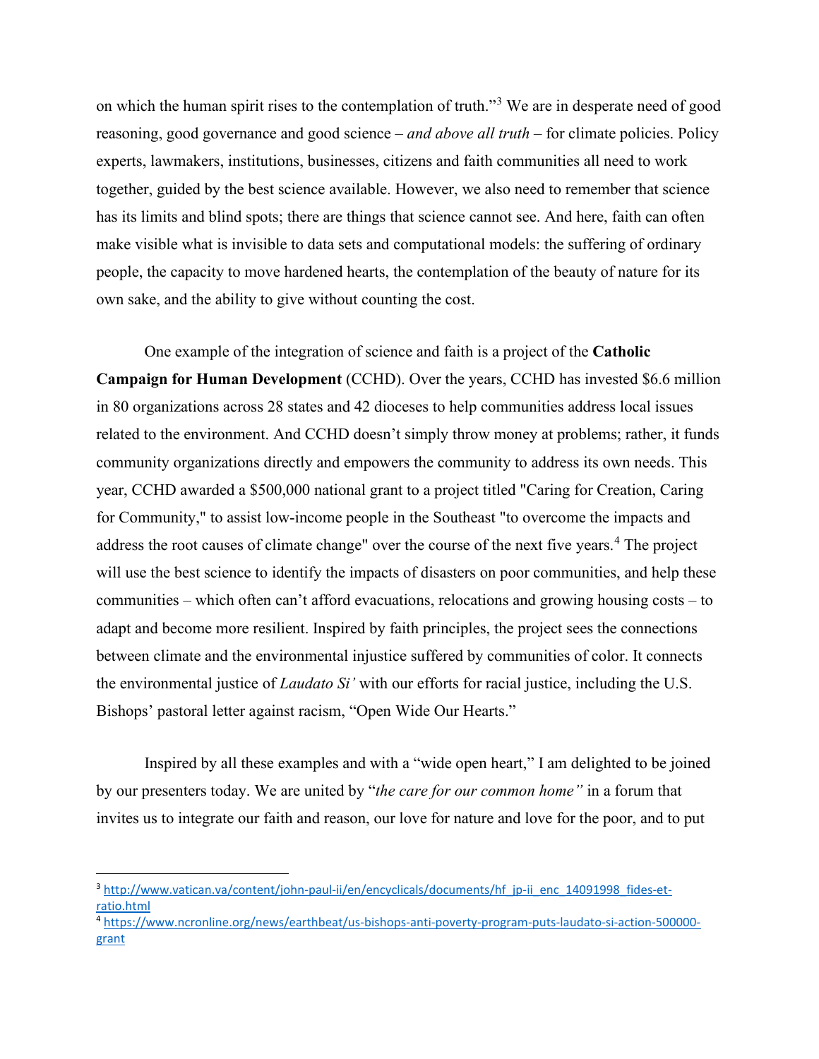on which the human spirit rises to the contemplation of truth."[3] We are in desperate need of good reasoning, good governance and good science – *and above all truth* – for climate policies. Policy experts, lawmakers, institutions, businesses, citizens and faith communities all need to work together, guided by the best science available. However, we also need to remember that science has its limits and blind spots; there are things that science cannot see. And here, faith can often make visible what is invisible to data sets and computational models: the suffering of ordinary people, the capacity to move hardened hearts, the contemplation of the beauty of nature for its own sake, and the ability to give without counting the cost.

One example of the integration of science and faith is a project of the **Catholic Campaign for Human Development** (CCHD). Over the years, CCHD has invested $6.6 million in 80 organizations across 28 states and 42 dioceses to help communities address local issues related to the environment. And CCHD doesn't simply throw money at problems; rather, it funds community organizations directly and empowers the community to address its own needs. This year, CCHD awarded a $500,000 national grant to a project titled "Caring for Creation, Caring for Community," to assist low-income people in the Southeast "to overcome the impacts and address the root causes of climate change" over the course of the next five years.[4] The project will use the best science to identify the impacts of disasters on poor communities, and help these communities – which often can't afford evacuations, relocations and growing housing costs – to adapt and become more resilient. Inspired by faith principles, the project sees the connections between climate and the environmental injustice suffered by communities of color. It connects the environmental justice of *Laudato Si'* with our efforts for racial justice, including the U.S. Bishops' pastoral letter against racism, "Open Wide Our Hearts."

Inspired by all these examples and with a "wide open heart," I am delighted to be joined by our presenters today. We are united by "*the care for our common home"* in a forum that invites us to integrate our faith and reason, our love for nature and love for the poor, and to put

---

[3] http://www.vatican.va/content/john-paul-ii/en/encyclicals/documents/hf_jp-ii_enc_14091998_fides-et-ratio.html

[4] https://www.ncronline.org/news/earthbeat/us-bishops-anti-poverty-program-puts-laudato-si-action-500000-grant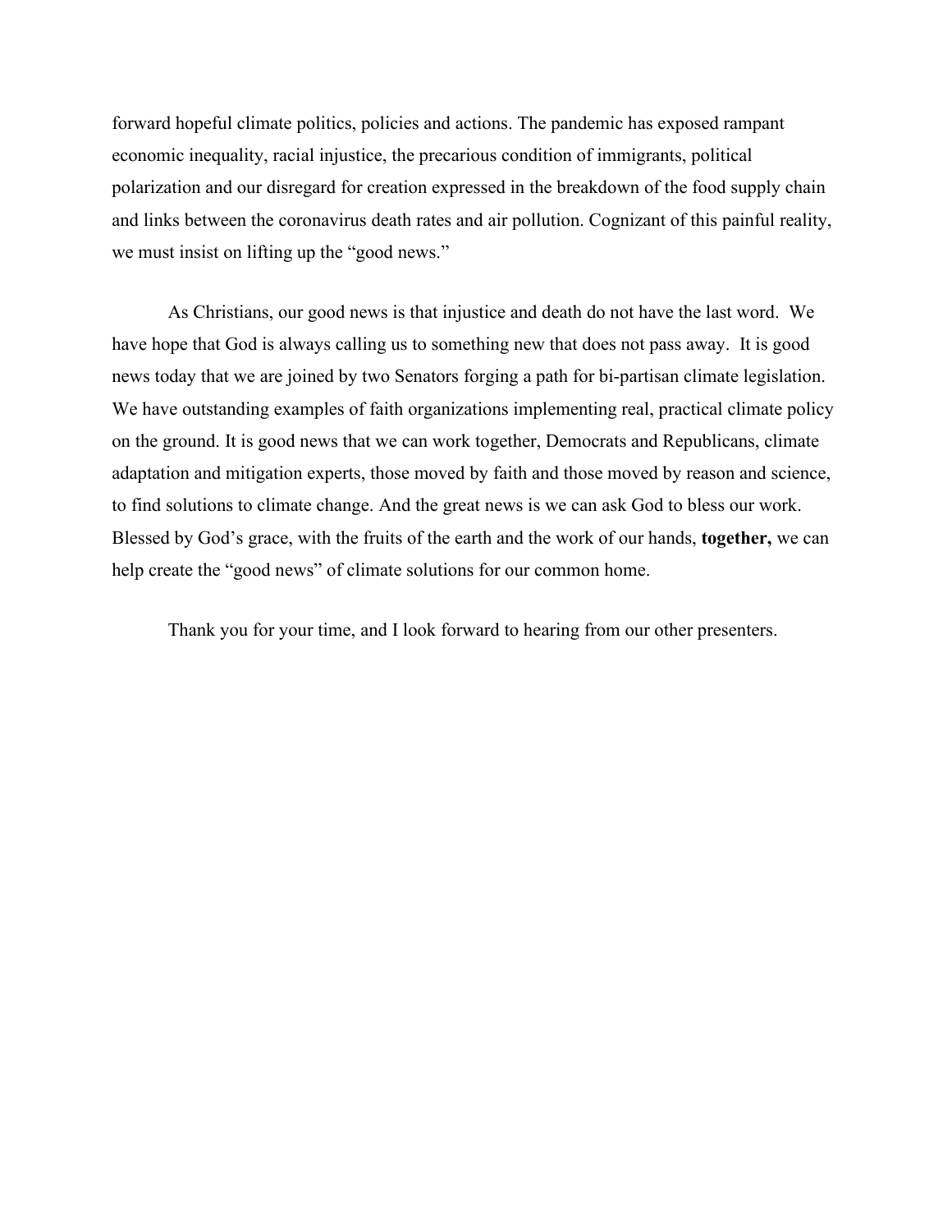forward hopeful climate politics, policies and actions. The pandemic has exposed rampant economic inequality, racial injustice, the precarious condition of immigrants, political polarization and our disregard for creation expressed in the breakdown of the food supply chain and links between the coronavirus death rates and air pollution. Cognizant of this painful reality, we must insist on lifting up the "good news."

As Christians, our good news is that injustice and death do not have the last word. We have hope that God is always calling us to something new that does not pass away. It is good news today that we are joined by two Senators forging a path for bi-partisan climate legislation. We have outstanding examples of faith organizations implementing real, practical climate policy on the ground. It is good news that we can work together, Democrats and Republicans, climate adaptation and mitigation experts, those moved by faith and those moved by reason and science, to find solutions to climate change. And the great news is we can ask God to bless our work. Blessed by God's grace, with the fruits of the earth and the work of our hands, **together,** we can help create the "good news" of climate solutions for our common home.

Thank you for your time, and I look forward to hearing from our other presenters.